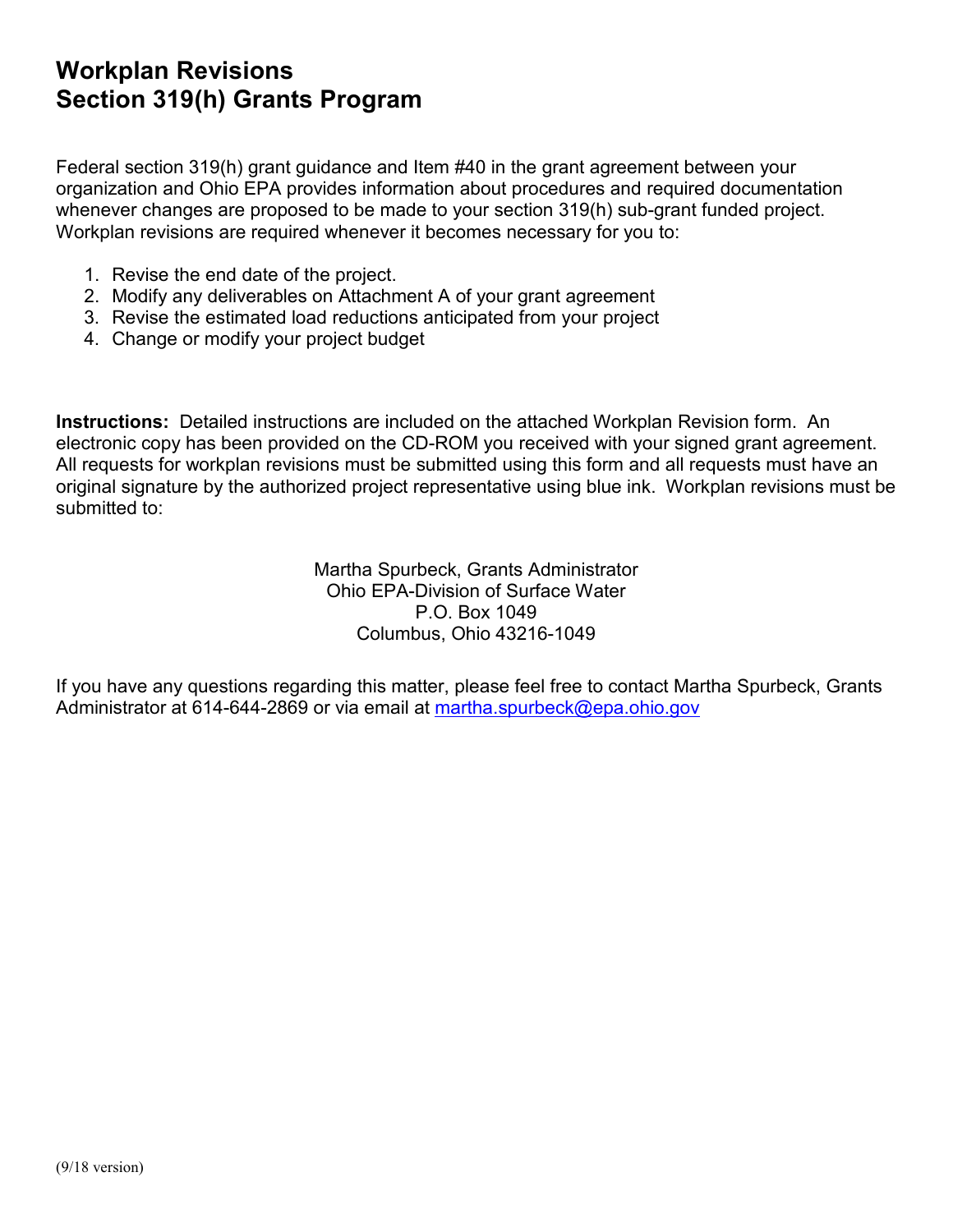# Workplan Revisions
# Section 319(h) Grants Program

Federal section 319(h) grant guidance and Item #40 in the grant agreement between your organization and Ohio EPA provides information about procedures and required documentation whenever changes are proposed to be made to your section 319(h) sub-grant funded project. Workplan revisions are required whenever it becomes necessary for you to:

1. Revise the end date of the project.
2. Modify any deliverables on Attachment A of your grant agreement
3. Revise the estimated load reductions anticipated from your project
4. Change or modify your project budget

**Instructions:** Detailed instructions are included on the attached Workplan Revision form. An electronic copy has been provided on the CD-ROM you received with your signed grant agreement. All requests for workplan revisions must be submitted using this form and all requests must have an original signature by the authorized project representative using blue ink. Workplan revisions must be submitted to:

Martha Spurbeck, Grants Administrator
Ohio EPA-Division of Surface Water
P.O. Box 1049
Columbus, Ohio 43216-1049

If you have any questions regarding this matter, please feel free to contact Martha Spurbeck, Grants Administrator at 614-644-2869 or via email at martha.spurbeck@epa.ohio.gov

(9/18 version)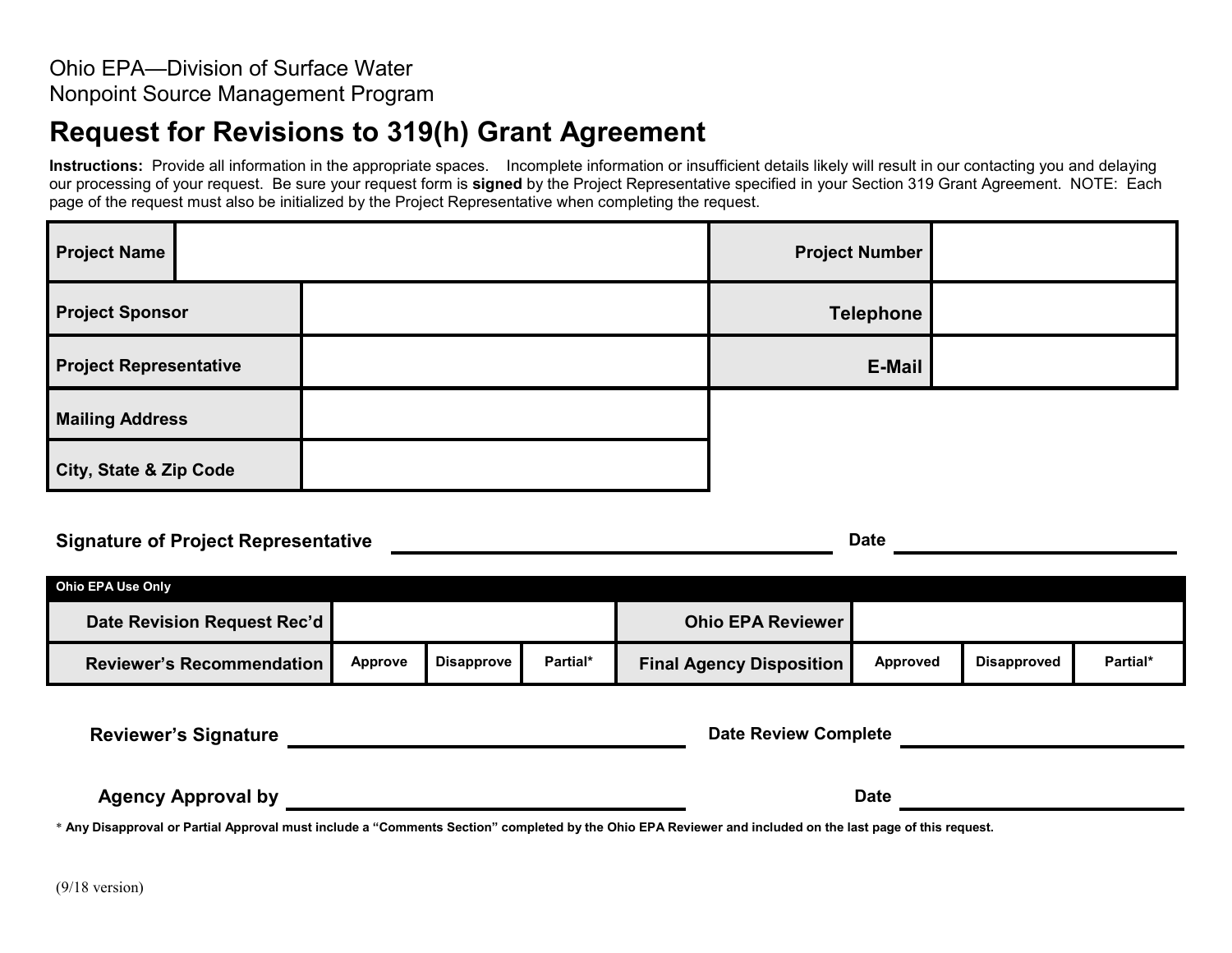Ohio EPA—Division of Surface Water
Nonpoint Source Management Program

# Request for Revisions to 319(h) Grant Agreement

**Instructions:** Provide all information in the appropriate spaces. Incomplete information or insufficient details likely will result in our contacting you and delaying our processing of your request. Be sure your request form is **signed** by the Project Representative specified in your Section 319 Grant Agreement. NOTE: Each page of the request must also be initialized by the Project Representative when completing the request.

| | | | |
|---|---|---|---|
| **Project Name** | | **Project Number** | |
| **Project Sponsor** | | **Telephone** | |
| **Project Representative** | | **E-Mail** | |
| **Mailing Address** | | | |
| **City, State & Zip Code** | | | |

**Signature of Project Representative** ______________________________ **Date** ____________________

| **Ohio EPA Use Only** | | | | | | | |
|---|---|---|---|---|---|---|---|
| **Date Revision Request Rec'd** | | | | **Ohio EPA Reviewer** | | | |
| **Reviewer's Recommendation** | **Approve** | **Disapprove** | **Partial*** | **Final Agency Disposition** | **Approved** | **Disapproved** | **Partial*** |

**Reviewer's Signature** ______________________________ **Date Review Complete** ____________________

**Agency Approval by** ______________________________ **Date** ____________________

\* **Any Disapproval or Partial Approval must include a "Comments Section" completed by the Ohio EPA Reviewer and included on the last page of this request.**

(9/18 version)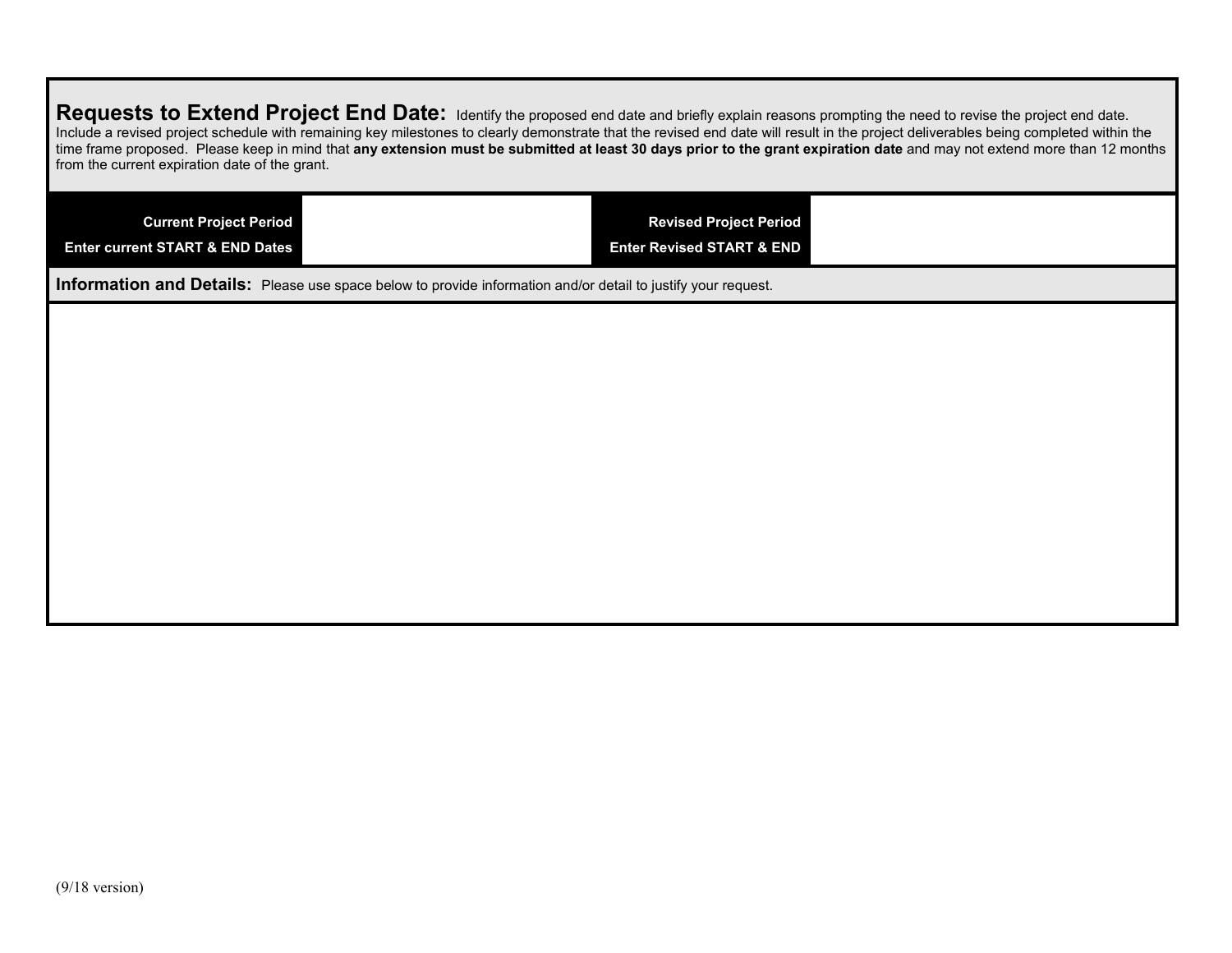**Requests to Extend Project End Date:** Identify the proposed end date and briefly explain reasons prompting the need to revise the project end date. Include a revised project schedule with remaining key milestones to clearly demonstrate that the revised end date will result in the project deliverables being completed within the time frame proposed. Please keep in mind that **any extension must be submitted at least 30 days prior to the grant expiration date** and may not extend more than 12 months from the current expiration date of the grant.

| **Current Project Period**<br>**Enter current START & END Dates** | | **Revised Project Period**<br>**Enter Revised START & END** | |
|---|---|---|---|

**Information and Details:** Please use space below to provide information and/or detail to justify your request.

(9/18 version)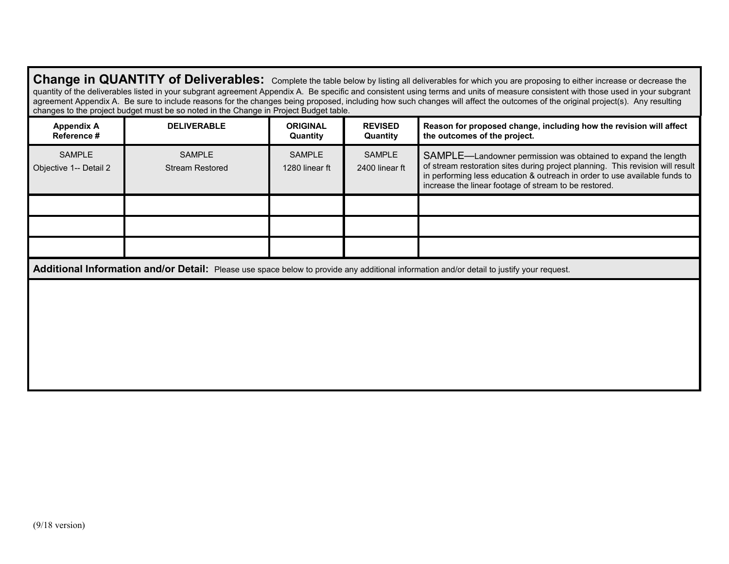## Change in QUANTITY of Deliverables:

Complete the table below by listing all deliverables for which you are proposing to either increase or decrease the quantity of the deliverables listed in your subgrant agreement Appendix A. Be specific and consistent using terms and units of measure consistent with those used in your subgrant agreement Appendix A. Be sure to include reasons for the changes being proposed, including how such changes will affect the outcomes of the original project(s). Any resulting changes to the project budget must be so noted in the Change in Project Budget table.

| Appendix A Reference # | DELIVERABLE | ORIGINAL Quantity | REVISED Quantity | Reason for proposed change, including how the revision will affect the outcomes of the project. |
|---|---|---|---|---|
| SAMPLE Objective 1-- Detail 2 | SAMPLE Stream Restored | SAMPLE 1280 linear ft | SAMPLE 2400 linear ft | SAMPLE—Landowner permission was obtained to expand the length of stream restoration sites during project planning. This revision will result in performing less education & outreach in order to use available funds to increase the linear footage of stream to be restored. |
| | | | | |
| | | | | |
| | | | | |

**Additional Information and/or Detail:** Please use space below to provide any additional information and/or detail to justify your request.

(9/18 version)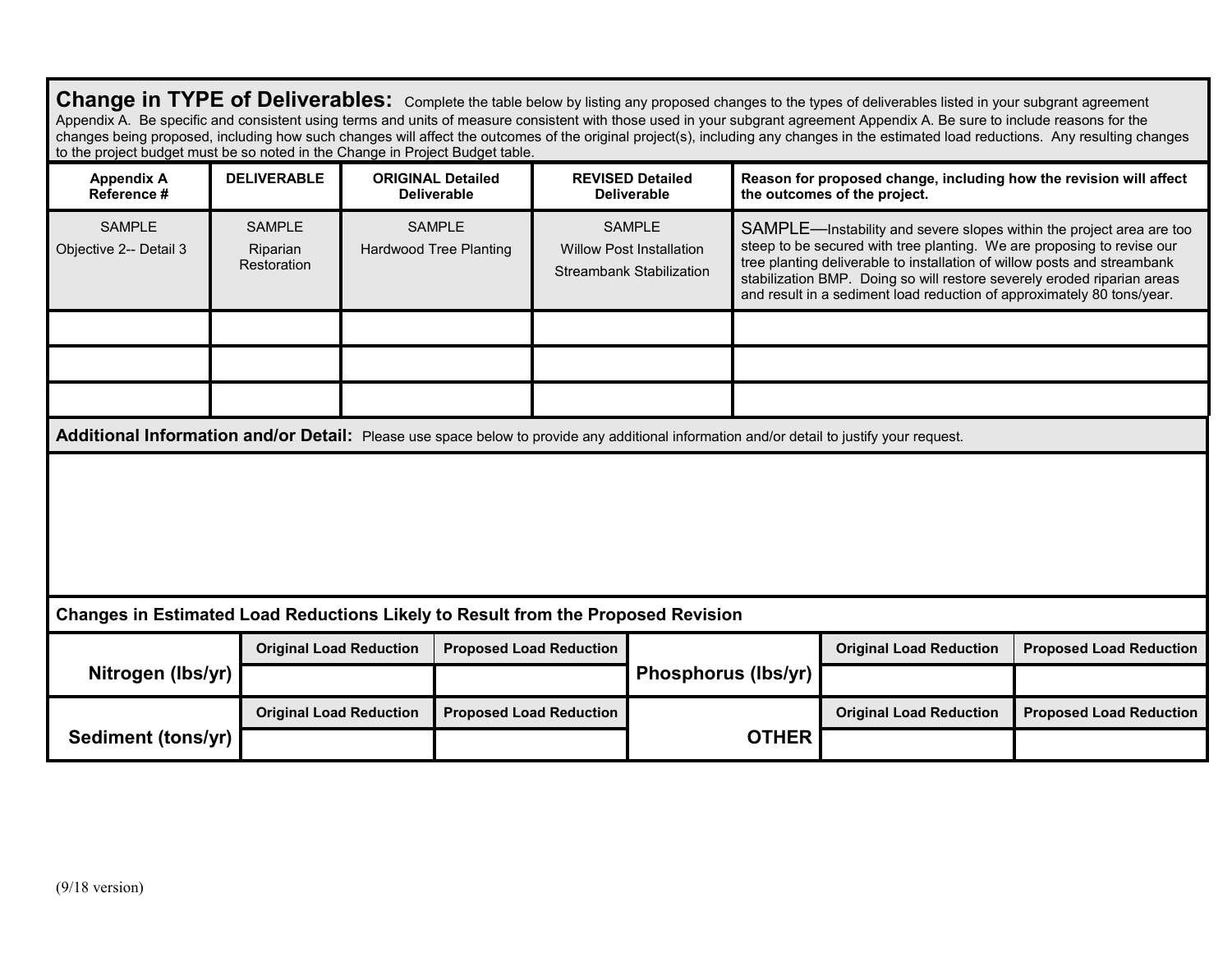**Change in TYPE of Deliverables:** Complete the table below by listing any proposed changes to the types of deliverables listed in your subgrant agreement Appendix A. Be specific and consistent using terms and units of measure consistent with those used in your subgrant agreement Appendix A. Be sure to include reasons for the changes being proposed, including how such changes will affect the outcomes of the original project(s), including any changes in the estimated load reductions. Any resulting changes to the project budget must be so noted in the Change in Project Budget table.

| Appendix A Reference # | DELIVERABLE | ORIGINAL Detailed Deliverable | REVISED Detailed Deliverable | Reason for proposed change, including how the revision will affect the outcomes of the project. |
|---|---|---|---|---|
| SAMPLE<br>Objective 2-- Detail 3 | SAMPLE<br>Riparian Restoration | SAMPLE<br>Hardwood Tree Planting | SAMPLE<br>Willow Post Installation<br>Streambank Stabilization | SAMPLE—Instability and severe slopes within the project area are too steep to be secured with tree planting. We are proposing to revise our tree planting deliverable to installation of willow posts and streambank stabilization BMP. Doing so will restore severely eroded riparian areas and result in a sediment load reduction of approximately 80 tons/year. |
| | | | | |
| | | | | |
| | | | | |

**Additional Information and/or Detail:** Please use space below to provide any additional information and/or detail to justify your request.

**Changes in Estimated Load Reductions Likely to Result from the Proposed Revision**

| | Original Load Reduction | Proposed Load Reduction | | Original Load Reduction | Proposed Load Reduction |
|---|---|---|---|---|---|
| **Nitrogen (lbs/yr)** | | | **Phosphorus (lbs/yr)** | | |
| **Sediment (tons/yr)** | | | **OTHER** | | |

(9/18 version)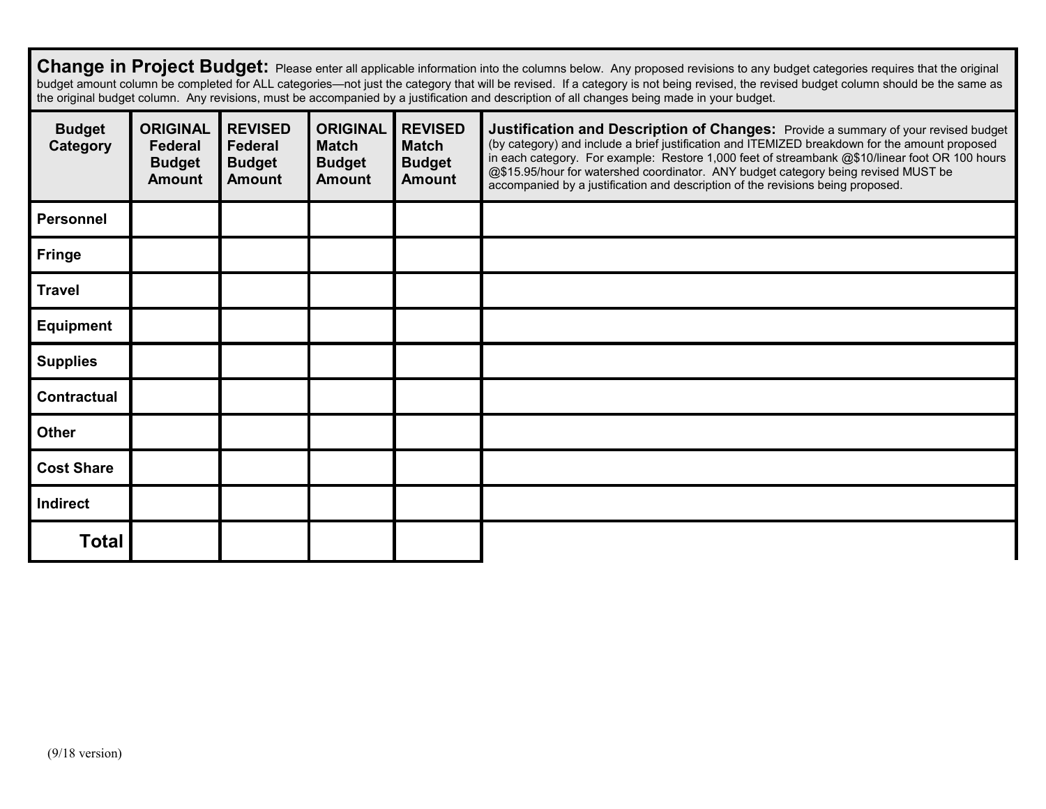**Change in Project Budget:** Please enter all applicable information into the columns below. Any proposed revisions to any budget categories requires that the original budget amount column be completed for ALL categories—not just the category that will be revised. If a category is not being revised, the revised budget column should be the same as the original budget column. Any revisions, must be accompanied by a justification and description of all changes being made in your budget.

| Budget Category | ORIGINAL Federal Budget Amount | REVISED Federal Budget Amount | ORIGINAL Match Budget Amount | REVISED Match Budget Amount | **Justification and Description of Changes:** Provide a summary of your revised budget (by category) and include a brief justification and ITEMIZED breakdown for the amount proposed in each category. For example: Restore 1,000 feet of streambank @$10/linear foot OR 100 hours @$15.95/hour for watershed coordinator. ANY budget category being revised MUST be accompanied by a justification and description of the revisions being proposed. |
|---|---|---|---|---|---|
| **Personnel** | | | | | |
| **Fringe** | | | | | |
| **Travel** | | | | | |
| **Equipment** | | | | | |
| **Supplies** | | | | | |
| **Contractual** | | | | | |
| **Other** | | | | | |
| **Cost Share** | | | | | |
| **Indirect** | | | | | |
| **Total** | | | | | |

(9/18 version)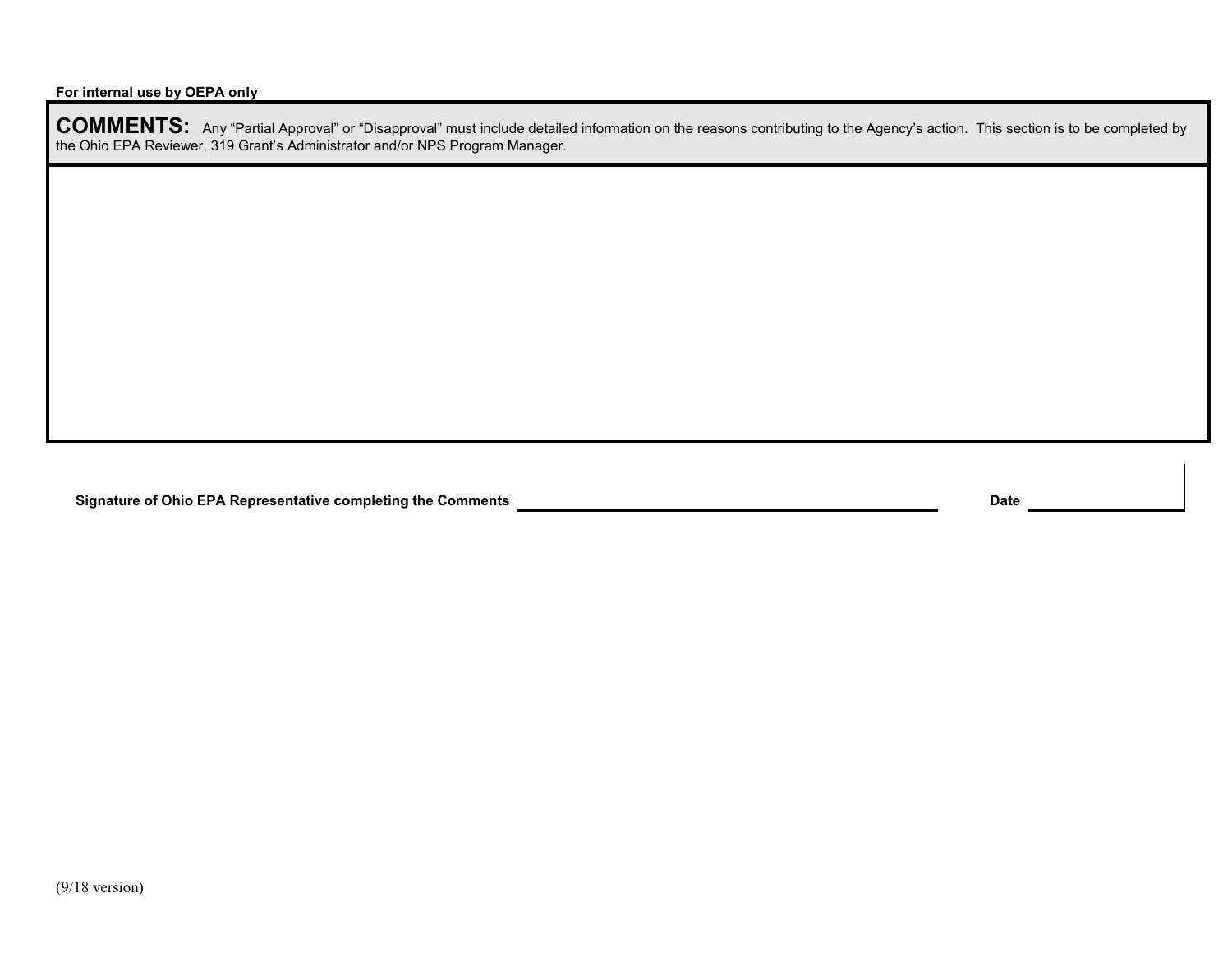**For internal use by OEPA only**

**COMMENTS:** Any “Partial Approval” or “Disapproval” must include detailed information on the reasons contributing to the Agency’s action. This section is to be completed by the Ohio EPA Reviewer, 319 Grant’s Administrator and/or NPS Program Manager.

**Signature of Ohio EPA Representative completing the Comments** \_\_\_\_\_\_\_\_\_\_\_\_\_\_\_\_\_\_\_\_\_\_\_\_\_\_\_\_\_\_ **Date** \_\_\_\_\_\_\_\_\_\_\_\_

(9/18 version)